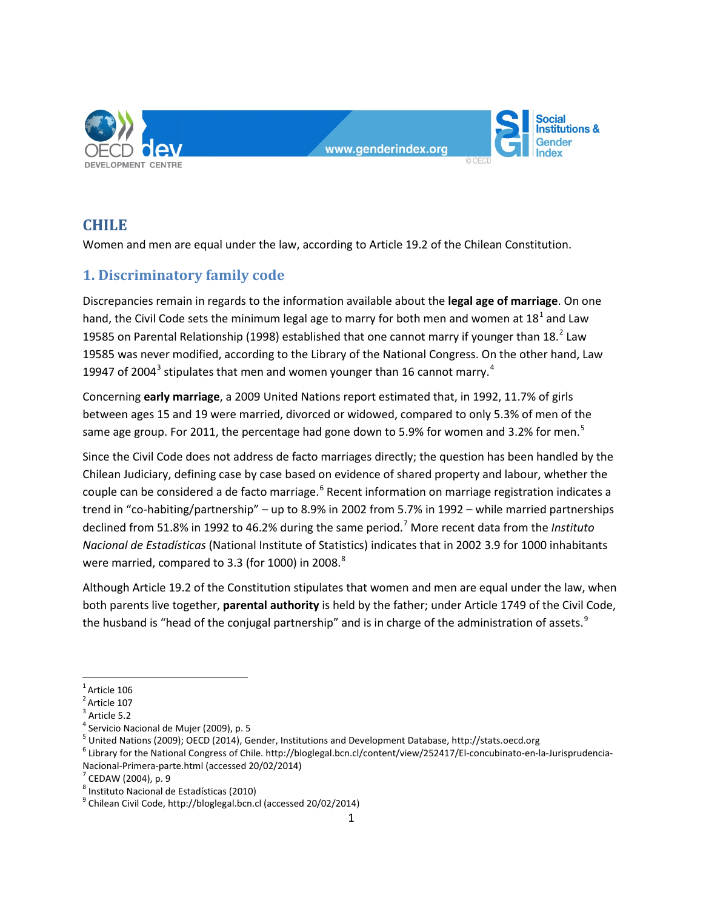# CHILE

Women and men are equal under the law, according to Article 19.2 of the Chilean Constitution.

## 1. Discriminatory family code

Discrepancies remain in regards to the information available about the **legal age of marriage**. On one hand, the Civil Code sets the minimum legal age to marry for both men and women at 18[1] and Law 19585 on Parental Relationship (1998) established that one cannot marry if younger than 18.[2] Law 19585 was never modified, according to the Library of the National Congress. On the other hand, Law 19947 of 2004[3] stipulates that men and women younger than 16 cannot marry.[4]

Concerning **early marriage**, a 2009 United Nations report estimated that, in 1992, 11.7% of girls between ages 15 and 19 were married, divorced or widowed, compared to only 5.3% of men of the same age group. For 2011, the percentage had gone down to 5.9% for women and 3.2% for men.[5]

Since the Civil Code does not address de facto marriages directly; the question has been handled by the Chilean Judiciary, defining case by case based on evidence of shared property and labour, whether the couple can be considered a de facto marriage.[6] Recent information on marriage registration indicates a trend in "co-habiting/partnership" – up to 8.9% in 2002 from 5.7% in 1992 – while married partnerships declined from 51.8% in 1992 to 46.2% during the same period.[7] More recent data from the *Instituto Nacional de Estadísticas* (National Institute of Statistics) indicates that in 2002 3.9 for 1000 inhabitants were married, compared to 3.3 (for 1000) in 2008.[8]

Although Article 19.2 of the Constitution stipulates that women and men are equal under the law, when both parents live together, **parental authority** is held by the father; under Article 1749 of the Civil Code, the husband is "head of the conjugal partnership" and is in charge of the administration of assets.[9]

---

[1] Article 106

[2] Article 107

[3] Article 5.2

[4] Servicio Nacional de Mujer (2009), p. 5

[5] United Nations (2009); OECD (2014), Gender, Institutions and Development Database, http://stats.oecd.org

[6] Library for the National Congress of Chile. http://bloglegal.bcn.cl/content/view/252417/El-concubinato-en-la-Jurisprudencia-Nacional-Primera-parte.html (accessed 20/02/2014)

[7] CEDAW (2004), p. 9

[8] Instituto Nacional de Estadísticas (2010)

[9] Chilean Civil Code, http://bloglegal.bcn.cl (accessed 20/02/2014)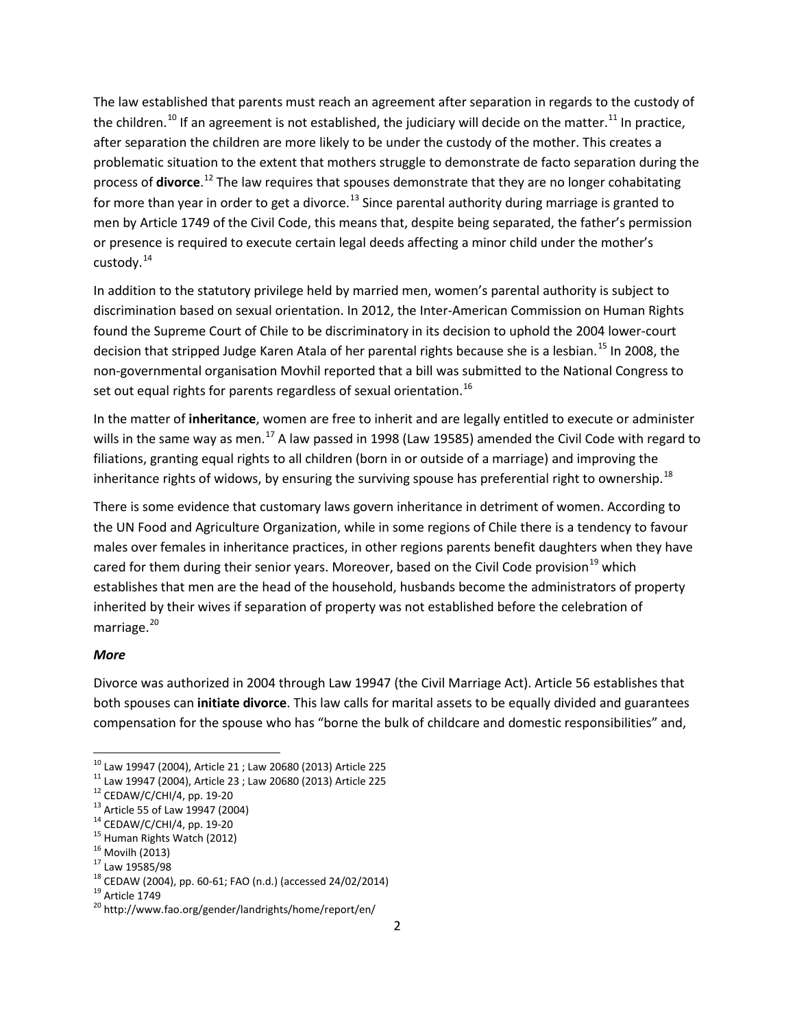The law established that parents must reach an agreement after separation in regards to the custody of the children.[10] If an agreement is not established, the judiciary will decide on the matter.[11] In practice, after separation the children are more likely to be under the custody of the mother. This creates a problematic situation to the extent that mothers struggle to demonstrate de facto separation during the process of **divorce**.[12] The law requires that spouses demonstrate that they are no longer cohabitating for more than year in order to get a divorce.[13] Since parental authority during marriage is granted to men by Article 1749 of the Civil Code, this means that, despite being separated, the father's permission or presence is required to execute certain legal deeds affecting a minor child under the mother's custody.[14]

In addition to the statutory privilege held by married men, women's parental authority is subject to discrimination based on sexual orientation. In 2012, the Inter-American Commission on Human Rights found the Supreme Court of Chile to be discriminatory in its decision to uphold the 2004 lower-court decision that stripped Judge Karen Atala of her parental rights because she is a lesbian.[15] In 2008, the non-governmental organisation Movhil reported that a bill was submitted to the National Congress to set out equal rights for parents regardless of sexual orientation.[16]

In the matter of **inheritance**, women are free to inherit and are legally entitled to execute or administer wills in the same way as men.[17] A law passed in 1998 (Law 19585) amended the Civil Code with regard to filiations, granting equal rights to all children (born in or outside of a marriage) and improving the inheritance rights of widows, by ensuring the surviving spouse has preferential right to ownership.[18]

There is some evidence that customary laws govern inheritance in detriment of women. According to the UN Food and Agriculture Organization, while in some regions of Chile there is a tendency to favour males over females in inheritance practices, in other regions parents benefit daughters when they have cared for them during their senior years. Moreover, based on the Civil Code provision[19] which establishes that men are the head of the household, husbands become the administrators of property inherited by their wives if separation of property was not established before the celebration of marriage.[20]

***More***

Divorce was authorized in 2004 through Law 19947 (the Civil Marriage Act). Article 56 establishes that both spouses can **initiate divorce**. This law calls for marital assets to be equally divided and guarantees compensation for the spouse who has "borne the bulk of childcare and domestic responsibilities" and,

---

[10] Law 19947 (2004), Article 21 ; Law 20680 (2013) Article 225

[11] Law 19947 (2004), Article 23 ; Law 20680 (2013) Article 225

[12] CEDAW/C/CHI/4, pp. 19-20

[13] Article 55 of Law 19947 (2004)

[14] CEDAW/C/CHI/4, pp. 19-20

[15] Human Rights Watch (2012)

[16] Movilh (2013)

[17] Law 19585/98

[18] CEDAW (2004), pp. 60-61; FAO (n.d.) (accessed 24/02/2014)

[19] Article 1749

[20] http://www.fao.org/gender/landrights/home/report/en/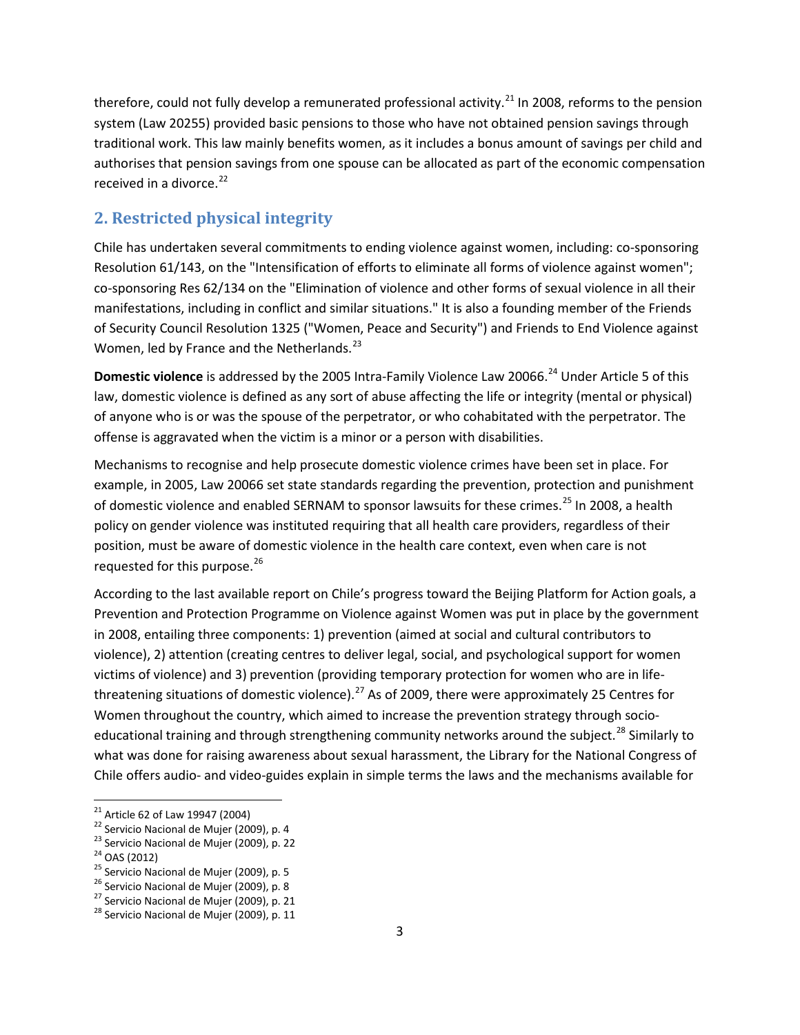therefore, could not fully develop a remunerated professional activity.[21] In 2008, reforms to the pension system (Law 20255) provided basic pensions to those who have not obtained pension savings through traditional work. This law mainly benefits women, as it includes a bonus amount of savings per child and authorises that pension savings from one spouse can be allocated as part of the economic compensation received in a divorce.[22]

## 2. Restricted physical integrity

Chile has undertaken several commitments to ending violence against women, including: co-sponsoring Resolution 61/143, on the "Intensification of efforts to eliminate all forms of violence against women"; co-sponsoring Res 62/134 on the "Elimination of violence and other forms of sexual violence in all their manifestations, including in conflict and similar situations." It is also a founding member of the Friends of Security Council Resolution 1325 ("Women, Peace and Security") and Friends to End Violence against Women, led by France and the Netherlands.[23]

**Domestic violence** is addressed by the 2005 Intra-Family Violence Law 20066.[24] Under Article 5 of this law, domestic violence is defined as any sort of abuse affecting the life or integrity (mental or physical) of anyone who is or was the spouse of the perpetrator, or who cohabitated with the perpetrator. The offense is aggravated when the victim is a minor or a person with disabilities.

Mechanisms to recognise and help prosecute domestic violence crimes have been set in place. For example, in 2005, Law 20066 set state standards regarding the prevention, protection and punishment of domestic violence and enabled SERNAM to sponsor lawsuits for these crimes.[25] In 2008, a health policy on gender violence was instituted requiring that all health care providers, regardless of their position, must be aware of domestic violence in the health care context, even when care is not requested for this purpose.[26]

According to the last available report on Chile's progress toward the Beijing Platform for Action goals, a Prevention and Protection Programme on Violence against Women was put in place by the government in 2008, entailing three components: 1) prevention (aimed at social and cultural contributors to violence), 2) attention (creating centres to deliver legal, social, and psychological support for women victims of violence) and 3) prevention (providing temporary protection for women who are in life-threatening situations of domestic violence).[27] As of 2009, there were approximately 25 Centres for Women throughout the country, which aimed to increase the prevention strategy through socio-educational training and through strengthening community networks around the subject.[28] Similarly to what was done for raising awareness about sexual harassment, the Library for the National Congress of Chile offers audio- and video-guides explain in simple terms the laws and the mechanisms available for

---

[21] Article 62 of Law 19947 (2004)

[22] Servicio Nacional de Mujer (2009), p. 4

[23] Servicio Nacional de Mujer (2009), p. 22

[24] OAS (2012)

[25] Servicio Nacional de Mujer (2009), p. 5

[26] Servicio Nacional de Mujer (2009), p. 8

[27] Servicio Nacional de Mujer (2009), p. 21

[28] Servicio Nacional de Mujer (2009), p. 11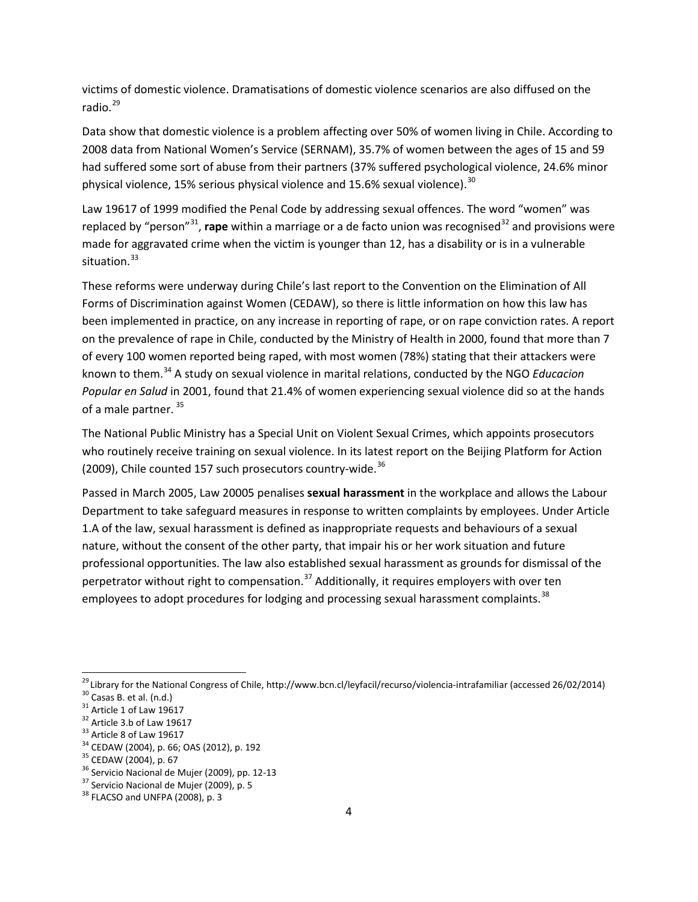victims of domestic violence. Dramatisations of domestic violence scenarios are also diffused on the radio.[29]

Data show that domestic violence is a problem affecting over 50% of women living in Chile. According to 2008 data from National Women's Service (SERNAM), 35.7% of women between the ages of 15 and 59 had suffered some sort of abuse from their partners (37% suffered psychological violence, 24.6% minor physical violence, 15% serious physical violence and 15.6% sexual violence).[30]

Law 19617 of 1999 modified the Penal Code by addressing sexual offences. The word "women" was replaced by "person"[31], **rape** within a marriage or a de facto union was recognised[32] and provisions were made for aggravated crime when the victim is younger than 12, has a disability or is in a vulnerable situation.[33]

These reforms were underway during Chile's last report to the Convention on the Elimination of All Forms of Discrimination against Women (CEDAW), so there is little information on how this law has been implemented in practice, on any increase in reporting of rape, or on rape conviction rates. A report on the prevalence of rape in Chile, conducted by the Ministry of Health in 2000, found that more than 7 of every 100 women reported being raped, with most women (78%) stating that their attackers were known to them.[34] A study on sexual violence in marital relations, conducted by the NGO *Educacion Popular en Salud* in 2001, found that 21.4% of women experiencing sexual violence did so at the hands of a male partner.[35]

The National Public Ministry has a Special Unit on Violent Sexual Crimes, which appoints prosecutors who routinely receive training on sexual violence. In its latest report on the Beijing Platform for Action (2009), Chile counted 157 such prosecutors country-wide.[36]

Passed in March 2005, Law 20005 penalises **sexual harassment** in the workplace and allows the Labour Department to take safeguard measures in response to written complaints by employees. Under Article 1.A of the law, sexual harassment is defined as inappropriate requests and behaviours of a sexual nature, without the consent of the other party, that impair his or her work situation and future professional opportunities. The law also established sexual harassment as grounds for dismissal of the perpetrator without right to compensation.[37] Additionally, it requires employers with over ten employees to adopt procedures for lodging and processing sexual harassment complaints.[38]

---

[29] Library for the National Congress of Chile, http://www.bcn.cl/leyfacil/recurso/violencia-intrafamiliar (accessed 26/02/2014)
[30] Casas B. et al. (n.d.)
[31] Article 1 of Law 19617
[32] Article 3.b of Law 19617
[33] Article 8 of Law 19617
[34] CEDAW (2004), p. 66; OAS (2012), p. 192
[35] CEDAW (2004), p. 67
[36] Servicio Nacional de Mujer (2009), pp. 12-13
[37] Servicio Nacional de Mujer (2009), p. 5
[38] FLACSO and UNFPA (2008), p. 3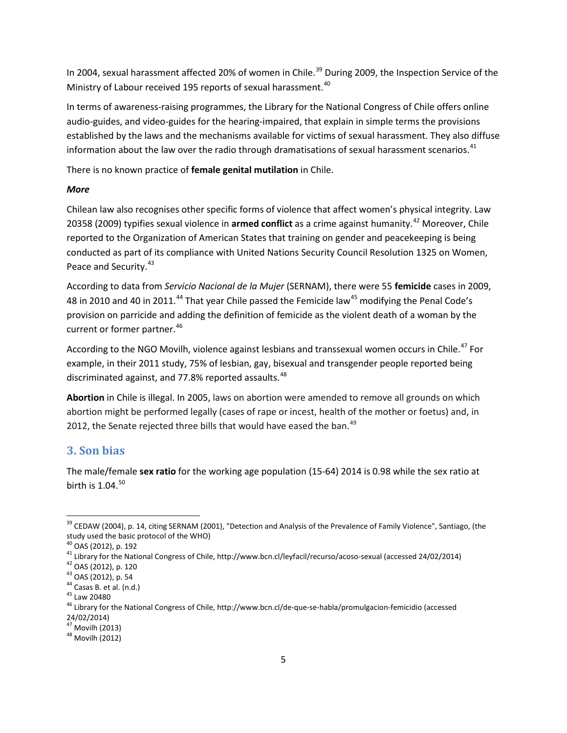In 2004, sexual harassment affected 20% of women in Chile.[39] During 2009, the Inspection Service of the Ministry of Labour received 195 reports of sexual harassment.[40]

In terms of awareness-raising programmes, the Library for the National Congress of Chile offers online audio-guides, and video-guides for the hearing-impaired, that explain in simple terms the provisions established by the laws and the mechanisms available for victims of sexual harassment. They also diffuse information about the law over the radio through dramatisations of sexual harassment scenarios.[41]

There is no known practice of **female genital mutilation** in Chile.

***More***

Chilean law also recognises other specific forms of violence that affect women's physical integrity. Law 20358 (2009) typifies sexual violence in **armed conflict** as a crime against humanity.[42] Moreover, Chile reported to the Organization of American States that training on gender and peacekeeping is being conducted as part of its compliance with United Nations Security Council Resolution 1325 on Women, Peace and Security.[43]

According to data from *Servicio Nacional de la Mujer* (SERNAM), there were 55 **femicide** cases in 2009, 48 in 2010 and 40 in 2011.[44] That year Chile passed the Femicide law[45] modifying the Penal Code's provision on parricide and adding the definition of femicide as the violent death of a woman by the current or former partner.[46]

According to the NGO Movilh, violence against lesbians and transsexual women occurs in Chile.[47] For example, in their 2011 study, 75% of lesbian, gay, bisexual and transgender people reported being discriminated against, and 77.8% reported assaults.[48]

**Abortion** in Chile is illegal. In 2005, laws on abortion were amended to remove all grounds on which abortion might be performed legally (cases of rape or incest, health of the mother or foetus) and, in 2012, the Senate rejected three bills that would have eased the ban.[49]

## 3. Son bias

The male/female **sex ratio** for the working age population (15-64) 2014 is 0.98 while the sex ratio at birth is 1.04.[50]

---

[39] CEDAW (2004), p. 14, citing SERNAM (2001), "Detection and Analysis of the Prevalence of Family Violence", Santiago, (the study used the basic protocol of the WHO)

[40] OAS (2012), p. 192

[41] Library for the National Congress of Chile, http://www.bcn.cl/leyfacil/recurso/acoso-sexual (accessed 24/02/2014)

[42] OAS (2012), p. 120

[43] OAS (2012), p. 54

[44] Casas B. et al. (n.d.)

[45] Law 20480

[46] Library for the National Congress of Chile, http://www.bcn.cl/de-que-se-habla/promulgacion-femicidio (accessed 24/02/2014)

[47] Movilh (2013)

[48] Movilh (2012)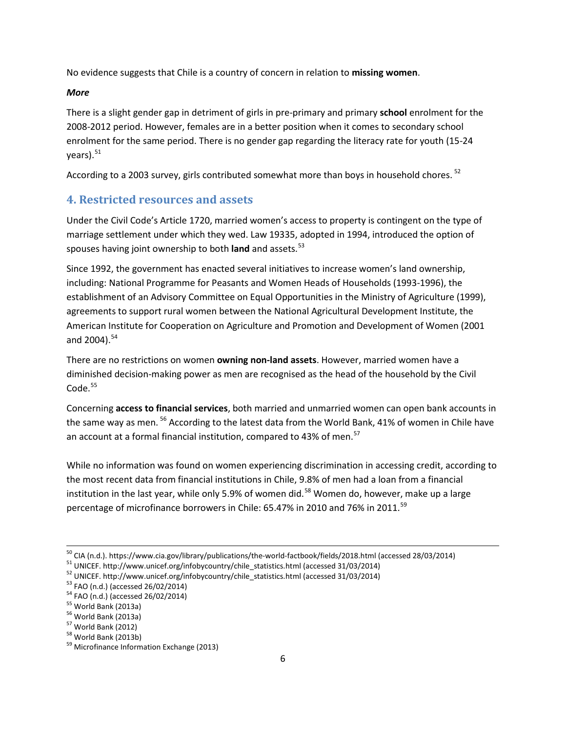No evidence suggests that Chile is a country of concern in relation to **missing women**.

***More***

There is a slight gender gap in detriment of girls in pre-primary and primary **school** enrolment for the 2008-2012 period. However, females are in a better position when it comes to secondary school enrolment for the same period. There is no gender gap regarding the literacy rate for youth (15-24 years).[51]

According to a 2003 survey, girls contributed somewhat more than boys in household chores. [52]

## 4. Restricted resources and assets

Under the Civil Code's Article 1720, married women's access to property is contingent on the type of marriage settlement under which they wed. Law 19335, adopted in 1994, introduced the option of spouses having joint ownership to both **land** and assets.[53]

Since 1992, the government has enacted several initiatives to increase women's land ownership, including: National Programme for Peasants and Women Heads of Households (1993-1996), the establishment of an Advisory Committee on Equal Opportunities in the Ministry of Agriculture (1999), agreements to support rural women between the National Agricultural Development Institute, the American Institute for Cooperation on Agriculture and Promotion and Development of Women (2001 and 2004).[54]

There are no restrictions on women **owning non-land assets**. However, married women have a diminished decision-making power as men are recognised as the head of the household by the Civil Code.[55]

Concerning **access to financial services**, both married and unmarried women can open bank accounts in the same way as men. [56] According to the latest data from the World Bank, 41% of women in Chile have an account at a formal financial institution, compared to 43% of men.[57]

While no information was found on women experiencing discrimination in accessing credit, according to the most recent data from financial institutions in Chile, 9.8% of men had a loan from a financial institution in the last year, while only 5.9% of women did.[58] Women do, however, make up a large percentage of microfinance borrowers in Chile: 65.47% in 2010 and 76% in 2011.[59]

---

[50] CIA (n.d.). https://www.cia.gov/library/publications/the-world-factbook/fields/2018.html (accessed 28/03/2014)
[51] UNICEF. http://www.unicef.org/infobycountry/chile_statistics.html (accessed 31/03/2014)
[52] UNICEF. http://www.unicef.org/infobycountry/chile_statistics.html (accessed 31/03/2014)
[53] FAO (n.d.) (accessed 26/02/2014)
[54] FAO (n.d.) (accessed 26/02/2014)
[55] World Bank (2013a)
[56] World Bank (2013a)
[57] World Bank (2012)
[58] World Bank (2013b)
[59] Microfinance Information Exchange (2013)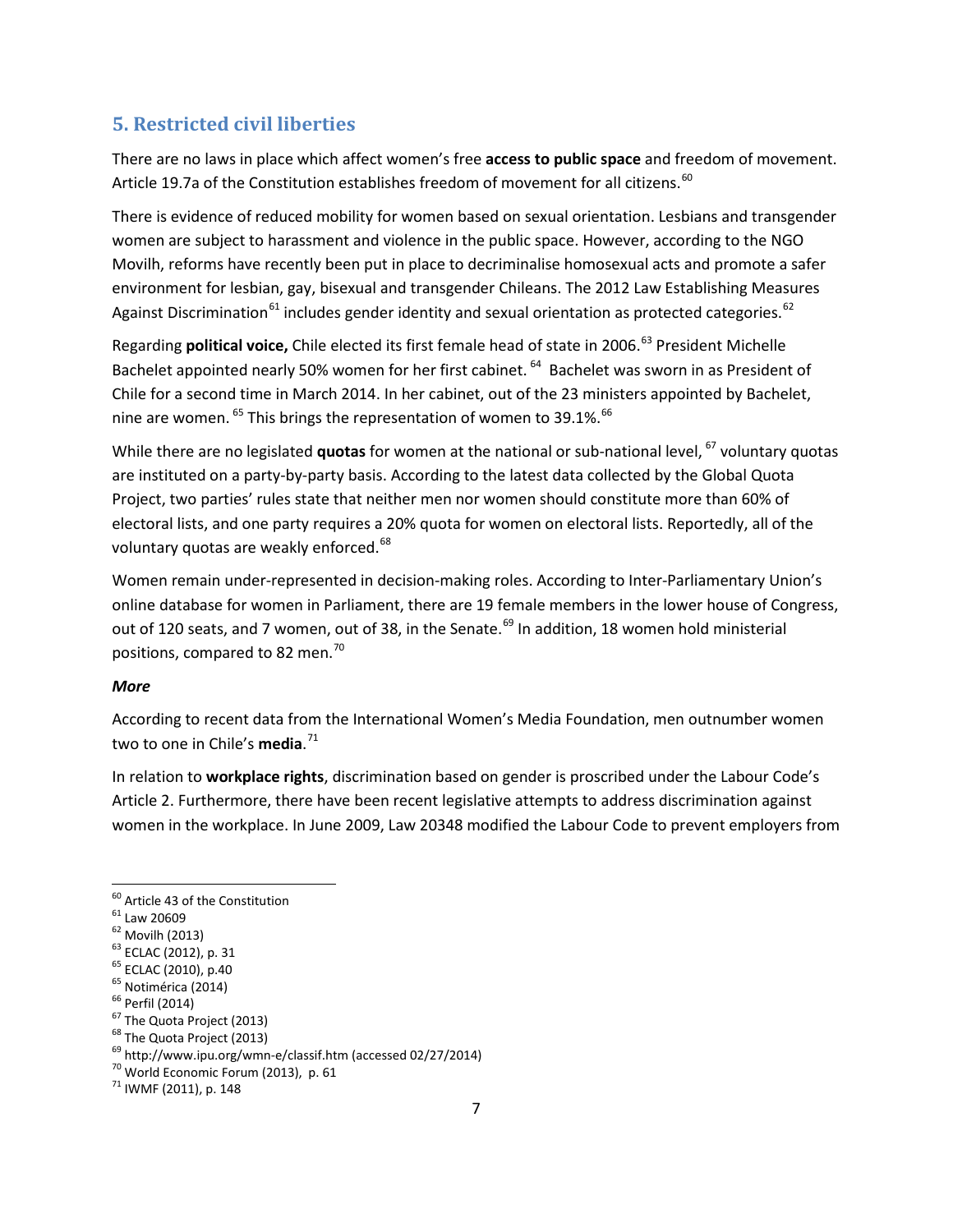## 5. Restricted civil liberties

There are no laws in place which affect women's free **access to public space** and freedom of movement. Article 19.7a of the Constitution establishes freedom of movement for all citizens.[60]

There is evidence of reduced mobility for women based on sexual orientation. Lesbians and transgender women are subject to harassment and violence in the public space. However, according to the NGO Movilh, reforms have recently been put in place to decriminalise homosexual acts and promote a safer environment for lesbian, gay, bisexual and transgender Chileans. The 2012 Law Establishing Measures Against Discrimination[61] includes gender identity and sexual orientation as protected categories.[62]

Regarding **political voice,** Chile elected its first female head of state in 2006.[63] President Michelle Bachelet appointed nearly 50% women for her first cabinet. [64] Bachelet was sworn in as President of Chile for a second time in March 2014. In her cabinet, out of the 23 ministers appointed by Bachelet, nine are women. [65] This brings the representation of women to 39.1%.[66]

While there are no legislated **quotas** for women at the national or sub-national level, [67] voluntary quotas are instituted on a party-by-party basis. According to the latest data collected by the Global Quota Project, two parties' rules state that neither men nor women should constitute more than 60% of electoral lists, and one party requires a 20% quota for women on electoral lists. Reportedly, all of the voluntary quotas are weakly enforced.[68]

Women remain under-represented in decision-making roles. According to Inter-Parliamentary Union's online database for women in Parliament, there are 19 female members in the lower house of Congress, out of 120 seats, and 7 women, out of 38, in the Senate.[69] In addition, 18 women hold ministerial positions, compared to 82 men.[70]

***More***

According to recent data from the International Women's Media Foundation, men outnumber women two to one in Chile's **media**.[71]

In relation to **workplace rights**, discrimination based on gender is proscribed under the Labour Code's Article 2. Furthermore, there have been recent legislative attempts to address discrimination against women in the workplace. In June 2009, Law 20348 modified the Labour Code to prevent employers from

---

[60] Article 43 of the Constitution
[61] Law 20609
[62] Movilh (2013)
[63] ECLAC (2012), p. 31
[65] ECLAC (2010), p.40
[65] Notimérica (2014)
[66] Perfil (2014)
[67] The Quota Project (2013)
[68] The Quota Project (2013)
[69] http://www.ipu.org/wmn-e/classif.htm (accessed 02/27/2014)
[70] World Economic Forum (2013), p. 61
[71] IWMF (2011), p. 148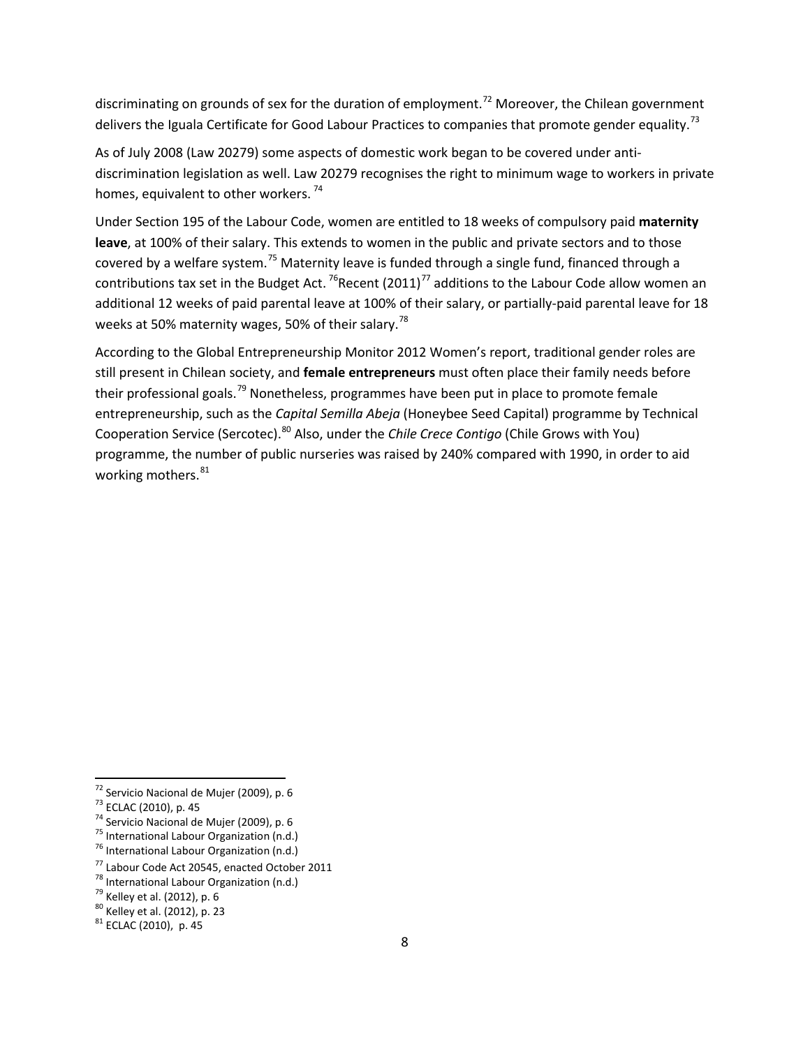discriminating on grounds of sex for the duration of employment.[72] Moreover, the Chilean government delivers the Iguala Certificate for Good Labour Practices to companies that promote gender equality.[73]

As of July 2008 (Law 20279) some aspects of domestic work began to be covered under anti-discrimination legislation as well. Law 20279 recognises the right to minimum wage to workers in private homes, equivalent to other workers.[74]

Under Section 195 of the Labour Code, women are entitled to 18 weeks of compulsory paid **maternity leave**, at 100% of their salary. This extends to women in the public and private sectors and to those covered by a welfare system.[75] Maternity leave is funded through a single fund, financed through a contributions tax set in the Budget Act.[76]Recent (2011)[77] additions to the Labour Code allow women an additional 12 weeks of paid parental leave at 100% of their salary, or partially-paid parental leave for 18 weeks at 50% maternity wages, 50% of their salary.[78]

According to the Global Entrepreneurship Monitor 2012 Women's report, traditional gender roles are still present in Chilean society, and **female entrepreneurs** must often place their family needs before their professional goals.[79] Nonetheless, programmes have been put in place to promote female entrepreneurship, such as the *Capital Semilla Abeja* (Honeybee Seed Capital) programme by Technical Cooperation Service (Sercotec).[80] Also, under the *Chile Crece Contigo* (Chile Grows with You) programme, the number of public nurseries was raised by 240% compared with 1990, in order to aid working mothers.[81]

---

[72] Servicio Nacional de Mujer (2009), p. 6
[73] ECLAC (2010), p. 45
[74] Servicio Nacional de Mujer (2009), p. 6
[75] International Labour Organization (n.d.)
[76] International Labour Organization (n.d.)
[77] Labour Code Act 20545, enacted October 2011
[78] International Labour Organization (n.d.)
[79] Kelley et al. (2012), p. 6
[80] Kelley et al. (2012), p. 23
[81] ECLAC (2010), p. 45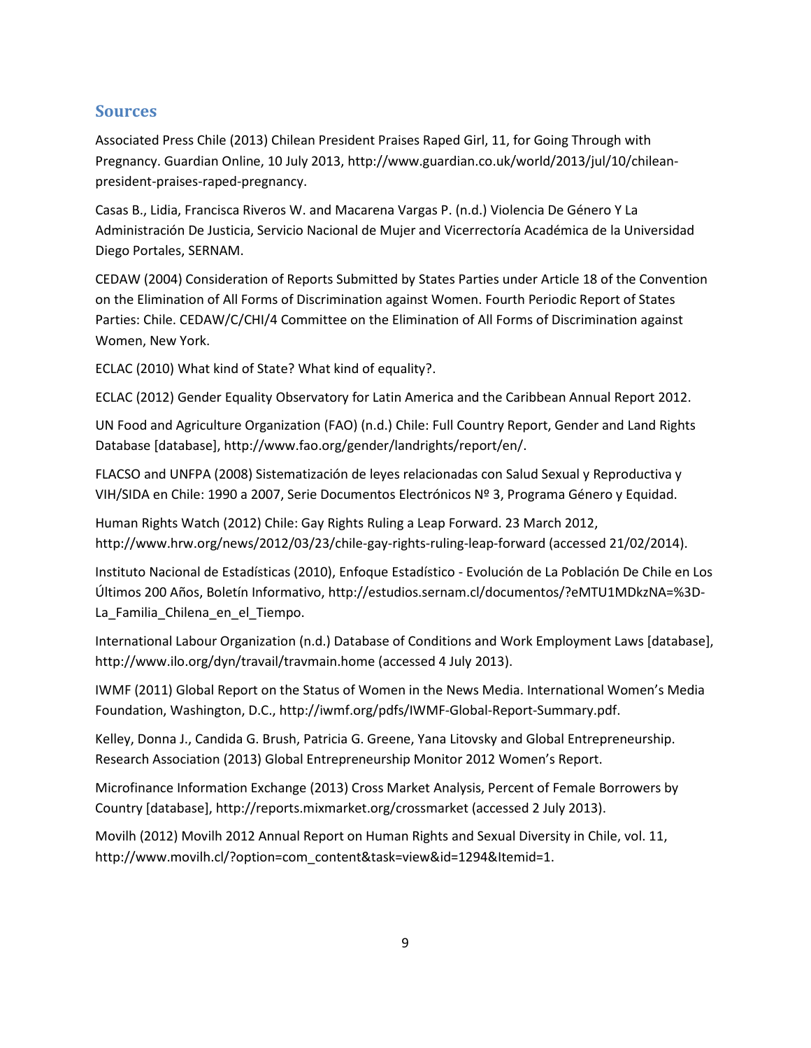## Sources

Associated Press Chile (2013) Chilean President Praises Raped Girl, 11, for Going Through with Pregnancy. Guardian Online, 10 July 2013, http://www.guardian.co.uk/world/2013/jul/10/chilean-president-praises-raped-pregnancy.

Casas B., Lidia, Francisca Riveros W. and Macarena Vargas P. (n.d.) Violencia De Género Y La Administración De Justicia, Servicio Nacional de Mujer and Vicerrectoría Académica de la Universidad Diego Portales, SERNAM.

CEDAW (2004) Consideration of Reports Submitted by States Parties under Article 18 of the Convention on the Elimination of All Forms of Discrimination against Women. Fourth Periodic Report of States Parties: Chile. CEDAW/C/CHI/4 Committee on the Elimination of All Forms of Discrimination against Women, New York.

ECLAC (2010) What kind of State? What kind of equality?.

ECLAC (2012) Gender Equality Observatory for Latin America and the Caribbean Annual Report 2012.

UN Food and Agriculture Organization (FAO) (n.d.) Chile: Full Country Report, Gender and Land Rights Database [database], http://www.fao.org/gender/landrights/report/en/.

FLACSO and UNFPA (2008) Sistematización de leyes relacionadas con Salud Sexual y Reproductiva y VIH/SIDA en Chile: 1990 a 2007, Serie Documentos Electrónicos Nº 3, Programa Género y Equidad.

Human Rights Watch (2012) Chile: Gay Rights Ruling a Leap Forward. 23 March 2012, http://www.hrw.org/news/2012/03/23/chile-gay-rights-ruling-leap-forward (accessed 21/02/2014).

Instituto Nacional de Estadísticas (2010), Enfoque Estadístico - Evolución de La Población De Chile en Los Últimos 200 Años, Boletín Informativo, http://estudios.sernam.cl/documentos/?eMTU1MDkzNA=%3D-La_Familia_Chilena_en_el_Tiempo.

International Labour Organization (n.d.) Database of Conditions and Work Employment Laws [database], http://www.ilo.org/dyn/travail/travmain.home (accessed 4 July 2013).

IWMF (2011) Global Report on the Status of Women in the News Media. International Women's Media Foundation, Washington, D.C., http://iwmf.org/pdfs/IWMF-Global-Report-Summary.pdf.

Kelley, Donna J., Candida G. Brush, Patricia G. Greene, Yana Litovsky and Global Entrepreneurship. Research Association (2013) Global Entrepreneurship Monitor 2012 Women's Report.

Microfinance Information Exchange (2013) Cross Market Analysis, Percent of Female Borrowers by Country [database], http://reports.mixmarket.org/crossmarket (accessed 2 July 2013).

Movilh (2012) Movilh 2012 Annual Report on Human Rights and Sexual Diversity in Chile, vol. 11, http://www.movilh.cl/?option=com_content&task=view&id=1294&Itemid=1.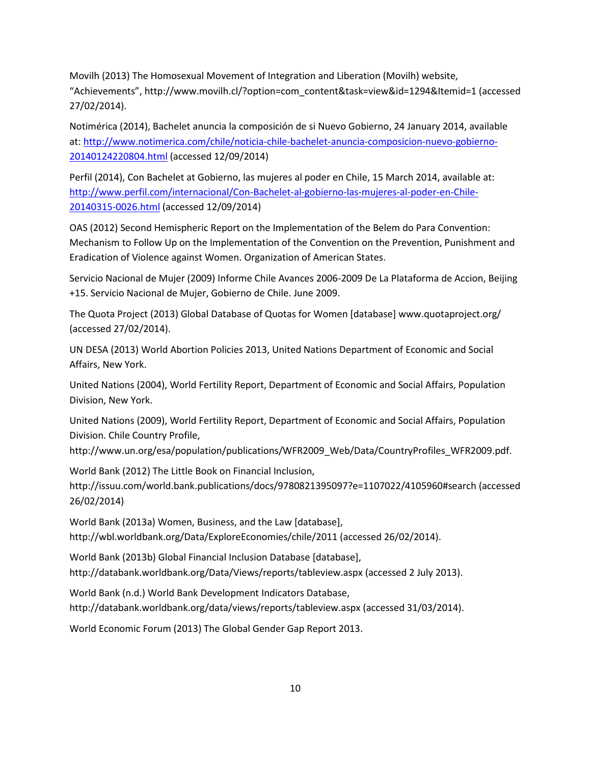Movilh (2013) The Homosexual Movement of Integration and Liberation (Movilh) website, "Achievements", http://www.movilh.cl/?option=com_content&task=view&id=1294&Itemid=1 (accessed 27/02/2014).

Notimérica (2014), Bachelet anuncia la composición de si Nuevo Gobierno, 24 January 2014, available at: http://www.notimerica.com/chile/noticia-chile-bachelet-anuncia-composicion-nuevo-gobierno-20140124220804.html (accessed 12/09/2014)

Perfil (2014), Con Bachelet at Gobierno, las mujeres al poder en Chile, 15 March 2014, available at: http://www.perfil.com/internacional/Con-Bachelet-al-gobierno-las-mujeres-al-poder-en-Chile-20140315-0026.html (accessed 12/09/2014)

OAS (2012) Second Hemispheric Report on the Implementation of the Belem do Para Convention: Mechanism to Follow Up on the Implementation of the Convention on the Prevention, Punishment and Eradication of Violence against Women. Organization of American States.

Servicio Nacional de Mujer (2009) Informe Chile Avances 2006-2009 De La Plataforma de Accion, Beijing +15. Servicio Nacional de Mujer, Gobierno de Chile. June 2009.

The Quota Project (2013) Global Database of Quotas for Women [database] www.quotaproject.org/ (accessed 27/02/2014).

UN DESA (2013) World Abortion Policies 2013, United Nations Department of Economic and Social Affairs, New York.

United Nations (2004), World Fertility Report, Department of Economic and Social Affairs, Population Division, New York.

United Nations (2009), World Fertility Report, Department of Economic and Social Affairs, Population Division. Chile Country Profile, http://www.un.org/esa/population/publications/WFR2009_Web/Data/CountryProfiles_WFR2009.pdf.

World Bank (2012) The Little Book on Financial Inclusion, http://issuu.com/world.bank.publications/docs/9780821395097?e=1107022/4105960#search (accessed 26/02/2014)

World Bank (2013a) Women, Business, and the Law [database], http://wbl.worldbank.org/Data/ExploreEconomies/chile/2011 (accessed 26/02/2014).

World Bank (2013b) Global Financial Inclusion Database [database], http://databank.worldbank.org/Data/Views/reports/tableview.aspx (accessed 2 July 2013).

World Bank (n.d.) World Bank Development Indicators Database, http://databank.worldbank.org/data/views/reports/tableview.aspx (accessed 31/03/2014).

World Economic Forum (2013) The Global Gender Gap Report 2013.